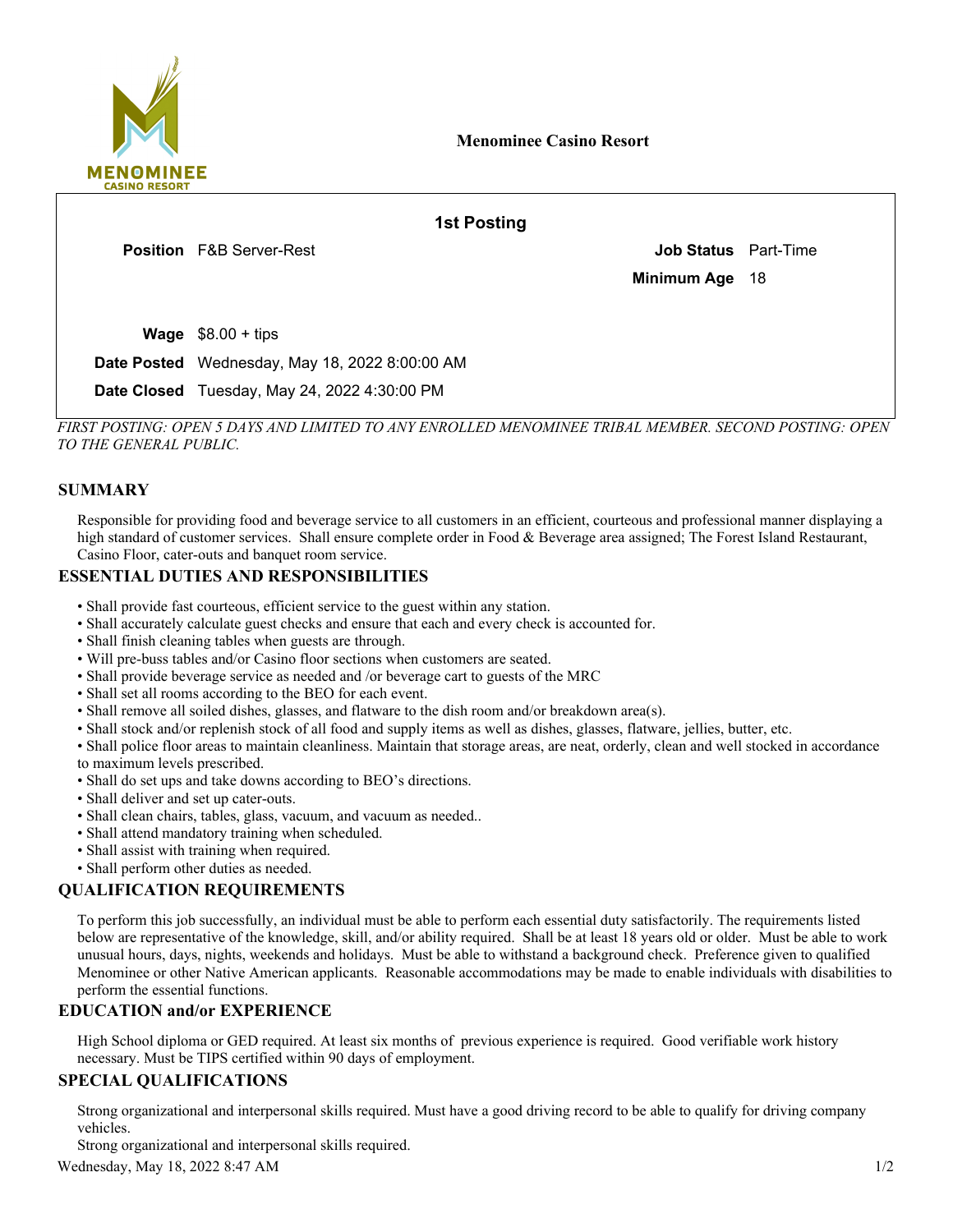**Menominee Casino Resort**

## 1st Posting

**Position** F&B Server-Rest

**Job Status** Part-Time

**Minimum Age** 18

**Wage** $8.00 + tips

**Date Posted** Wednesday, May 18, 2022 8:00:00 AM

**Date Closed** Tuesday, May 24, 2022 4:30:00 PM

*FIRST POSTING: OPEN 5 DAYS AND LIMITED TO ANY ENROLLED MENOMINEE TRIBAL MEMBER. SECOND POSTING: OPEN TO THE GENERAL PUBLIC.*

## SUMMARY

Responsible for providing food and beverage service to all customers in an efficient, courteous and professional manner displaying a high standard of customer services. Shall ensure complete order in Food & Beverage area assigned; The Forest Island Restaurant, Casino Floor, cater-outs and banquet room service.

## ESSENTIAL DUTIES AND RESPONSIBILITIES

- Shall provide fast courteous, efficient service to the guest within any station.
- Shall accurately calculate guest checks and ensure that each and every check is accounted for.
- Shall finish cleaning tables when guests are through.
- Will pre-buss tables and/or Casino floor sections when customers are seated.
- Shall provide beverage service as needed and /or beverage cart to guests of the MRC
- Shall set all rooms according to the BEO for each event.
- Shall remove all soiled dishes, glasses, and flatware to the dish room and/or breakdown area(s).
- Shall stock and/or replenish stock of all food and supply items as well as dishes, glasses, flatware, jellies, butter, etc.
- Shall police floor areas to maintain cleanliness. Maintain that storage areas, are neat, orderly, clean and well stocked in accordance to maximum levels prescribed.
- Shall do set ups and take downs according to BEO's directions.
- Shall deliver and set up cater-outs.
- Shall clean chairs, tables, glass, vacuum, and vacuum as needed..
- Shall attend mandatory training when scheduled.
- Shall assist with training when required.
- Shall perform other duties as needed.

## QUALIFICATION REQUIREMENTS

To perform this job successfully, an individual must be able to perform each essential duty satisfactorily. The requirements listed below are representative of the knowledge, skill, and/or ability required. Shall be at least 18 years old or older. Must be able to work unusual hours, days, nights, weekends and holidays. Must be able to withstand a background check. Preference given to qualified Menominee or other Native American applicants. Reasonable accommodations may be made to enable individuals with disabilities to perform the essential functions.

## EDUCATION and/or EXPERIENCE

High School diploma or GED required. At least six months of previous experience is required. Good verifiable work history necessary. Must be TIPS certified within 90 days of employment.

## SPECIAL QUALIFICATIONS

Strong organizational and interpersonal skills required. Must have a good driving record to be able to qualify for driving company vehicles.

Strong organizational and interpersonal skills required.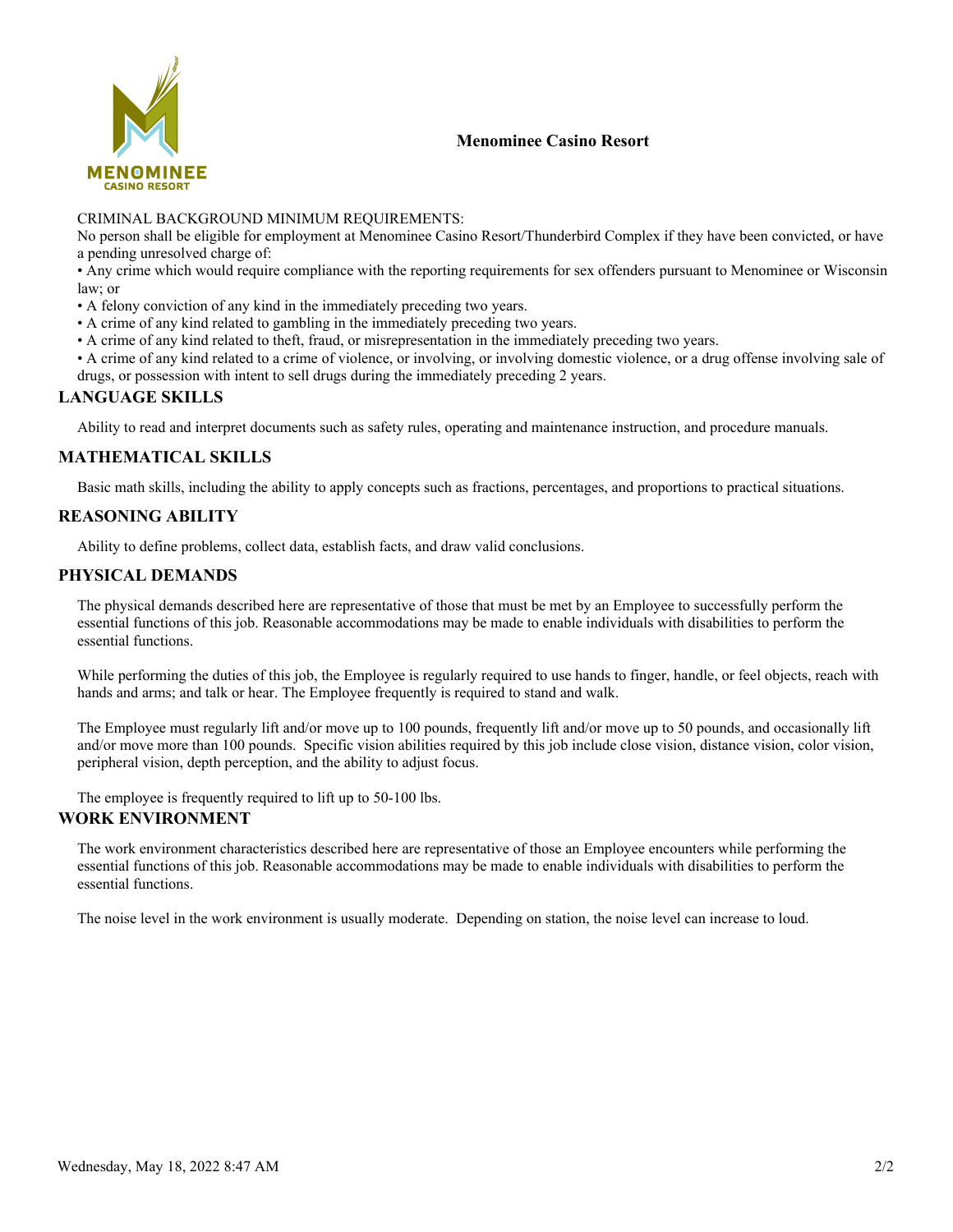**Menominee Casino Resort**

CRIMINAL BACKGROUND MINIMUM REQUIREMENTS:
No person shall be eligible for employment at Menominee Casino Resort/Thunderbird Complex if they have been convicted, or have a pending unresolved charge of:

- Any crime which would require compliance with the reporting requirements for sex offenders pursuant to Menominee or Wisconsin law; or
- A felony conviction of any kind in the immediately preceding two years.
- A crime of any kind related to gambling in the immediately preceding two years.
- A crime of any kind related to theft, fraud, or misrepresentation in the immediately preceding two years.
- A crime of any kind related to a crime of violence, or involving, or involving domestic violence, or a drug offense involving sale of drugs, or possession with intent to sell drugs during the immediately preceding 2 years.

## LANGUAGE SKILLS

Ability to read and interpret documents such as safety rules, operating and maintenance instruction, and procedure manuals.

## MATHEMATICAL SKILLS

Basic math skills, including the ability to apply concepts such as fractions, percentages, and proportions to practical situations.

## REASONING ABILITY

Ability to define problems, collect data, establish facts, and draw valid conclusions.

## PHYSICAL DEMANDS

The physical demands described here are representative of those that must be met by an Employee to successfully perform the essential functions of this job. Reasonable accommodations may be made to enable individuals with disabilities to perform the essential functions.

While performing the duties of this job, the Employee is regularly required to use hands to finger, handle, or feel objects, reach with hands and arms; and talk or hear. The Employee frequently is required to stand and walk.

The Employee must regularly lift and/or move up to 100 pounds, frequently lift and/or move up to 50 pounds, and occasionally lift and/or move more than 100 pounds. Specific vision abilities required by this job include close vision, distance vision, color vision, peripheral vision, depth perception, and the ability to adjust focus.

The employee is frequently required to lift up to 50-100 lbs.

## WORK ENVIRONMENT

The work environment characteristics described here are representative of those an Employee encounters while performing the essential functions of this job. Reasonable accommodations may be made to enable individuals with disabilities to perform the essential functions.

The noise level in the work environment is usually moderate. Depending on station, the noise level can increase to loud.

Wednesday, May 18, 2022 8:47 AM